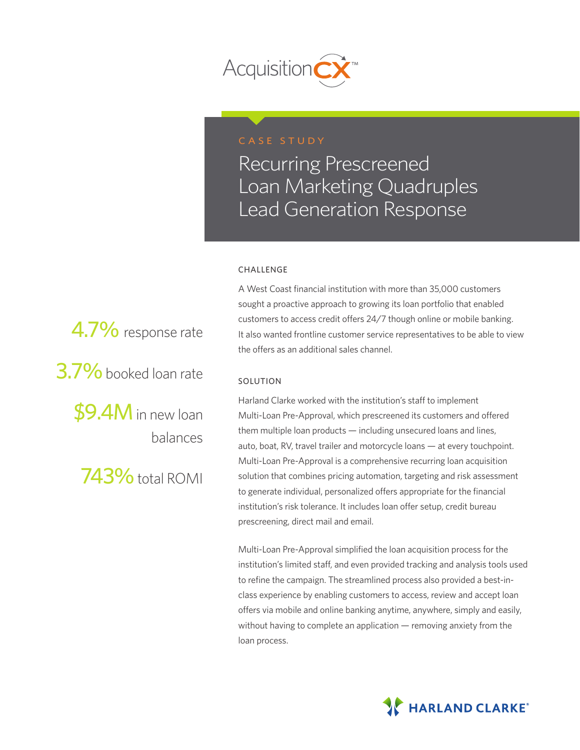AcquisitionCX™

CASE STUDY

# Recurring Prescreened Loan Marketing Quadruples Lead Generation Response

**4.7%** response rate

**3.7%** booked loan rate

**$9.4M** in new loan balances

**743%** total ROMI

## CHALLENGE

A West Coast financial institution with more than 35,000 customers sought a proactive approach to growing its loan portfolio that enabled customers to access credit offers 24/7 though online or mobile banking. It also wanted frontline customer service representatives to be able to view the offers as an additional sales channel.

## SOLUTION

Harland Clarke worked with the institution's staff to implement Multi-Loan Pre-Approval, which prescreened its customers and offered them multiple loan products — including unsecured loans and lines, auto, boat, RV, travel trailer and motorcycle loans — at every touchpoint. Multi-Loan Pre-Approval is a comprehensive recurring loan acquisition solution that combines pricing automation, targeting and risk assessment to generate individual, personalized offers appropriate for the financial institution's risk tolerance. It includes loan offer setup, credit bureau prescreening, direct mail and email.

Multi-Loan Pre-Approval simplified the loan acquisition process for the institution's limited staff, and even provided tracking and analysis tools used to refine the campaign. The streamlined process also provided a best-in-class experience by enabling customers to access, review and accept loan offers via mobile and online banking anytime, anywhere, simply and easily, without having to complete an application — removing anxiety from the loan process.

HARLAND CLARKE®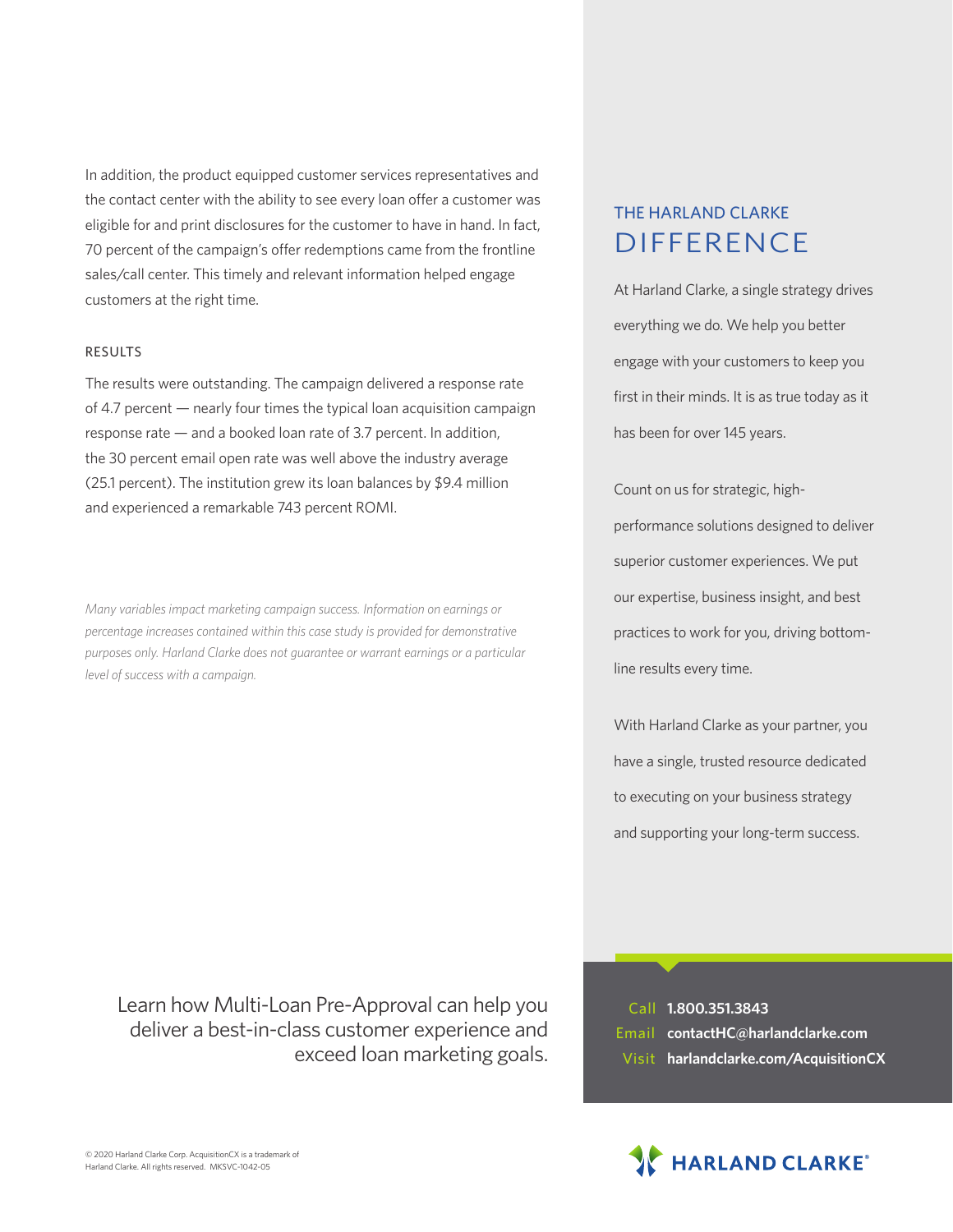In addition, the product equipped customer services representatives and the contact center with the ability to see every loan offer a customer was eligible for and print disclosures for the customer to have in hand. In fact, 70 percent of the campaign's offer redemptions came from the frontline sales/call center. This timely and relevant information helped engage customers at the right time.

### RESULTS

The results were outstanding. The campaign delivered a response rate of 4.7 percent — nearly four times the typical loan acquisition campaign response rate — and a booked loan rate of 3.7 percent. In addition, the 30 percent email open rate was well above the industry average (25.1 percent). The institution grew its loan balances by $9.4 million and experienced a remarkable 743 percent ROMI.

*Many variables impact marketing campaign success. Information on earnings or percentage increases contained within this case study is provided for demonstrative purposes only. Harland Clarke does not guarantee or warrant earnings or a particular level of success with a campaign.*

## THE HARLAND CLARKE DIFFERENCE

At Harland Clarke, a single strategy drives everything we do. We help you better engage with your customers to keep you first in their minds. It is as true today as it has been for over 145 years.

Count on us for strategic, high-performance solutions designed to deliver superior customer experiences. We put our expertise, business insight, and best practices to work for you, driving bottom-line results every time.

With Harland Clarke as your partner, you have a single, trusted resource dedicated to executing on your business strategy and supporting your long-term success.

Learn how Multi-Loan Pre-Approval can help you deliver a best-in-class customer experience and exceed loan marketing goals.

Call **1.800.351.3843**
Email **contactHC@harlandclarke.com**
Visit **harlandclarke.com/AcquisitionCX**

HARLAND CLARKE®

© 2020 Harland Clarke Corp. AcquisitionCX is a trademark of Harland Clarke. All rights reserved. MKSVC-1042-05